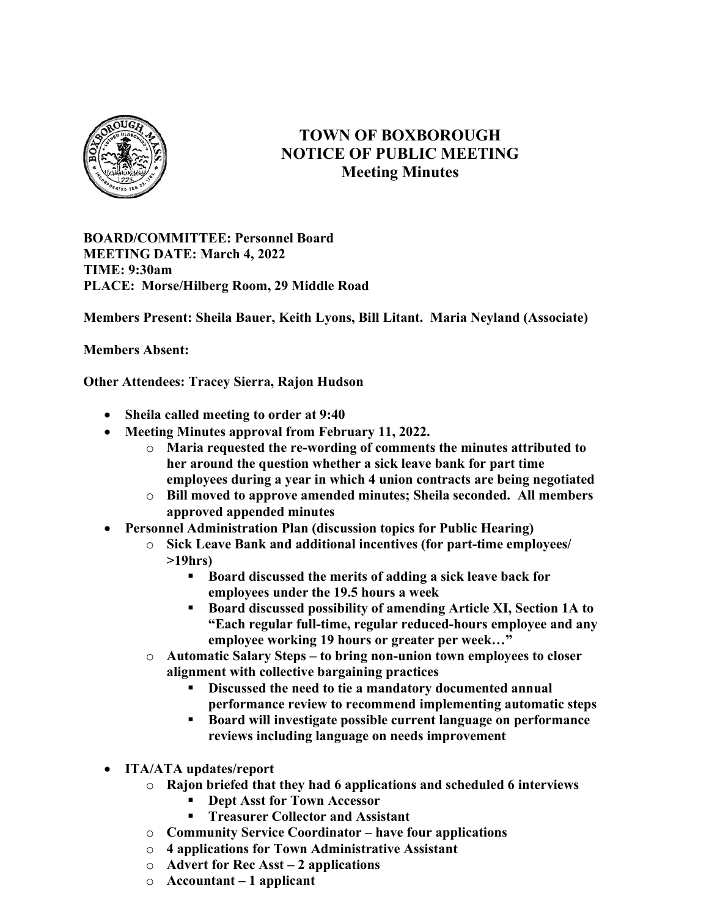# TOWN OF BOXBOROUGH
# NOTICE OF PUBLIC MEETING
# Meeting Minutes

**BOARD/COMMITTEE: Personnel Board**
**MEETING DATE: March 4, 2022**
**TIME: 9:30am**
**PLACE: Morse/Hilberg Room, 29 Middle Road**

**Members Present: Sheila Bauer, Keith Lyons, Bill Litant. Maria Neyland (Associate)**

**Members Absent:**

**Other Attendees: Tracey Sierra, Rajon Hudson**

- **Sheila called meeting to order at 9:40**
- **Meeting Minutes approval from February 11, 2022.**
    - **Maria requested the re-wording of comments the minutes attributed to her around the question whether a sick leave bank for part time employees during a year in which 4 union contracts are being negotiated**
    - **Bill moved to approve amended minutes; Sheila seconded. All members approved appended minutes**
- **Personnel Administration Plan (discussion topics for Public Hearing)**
    - **Sick Leave Bank and additional incentives (for part-time employees/ >19hrs)**
        - **Board discussed the merits of adding a sick leave back for employees under the 19.5 hours a week**
        - **Board discussed possibility of amending Article XI, Section 1A to "Each regular full-time, regular reduced-hours employee and any employee working 19 hours or greater per week…"**
    - **Automatic Salary Steps – to bring non-union town employees to closer alignment with collective bargaining practices**
        - **Discussed the need to tie a mandatory documented annual performance review to recommend implementing automatic steps**
        - **Board will investigate possible current language on performance reviews including language on needs improvement**
- **ITA/ATA updates/report**
    - **Rajon briefed that they had 6 applications and scheduled 6 interviews**
        - **Dept Asst for Town Accessor**
        - **Treasurer Collector and Assistant**
    - **Community Service Coordinator – have four applications**
    - **4 applications for Town Administrative Assistant**
    - **Advert for Rec Asst – 2 applications**
    - **Accountant – 1 applicant**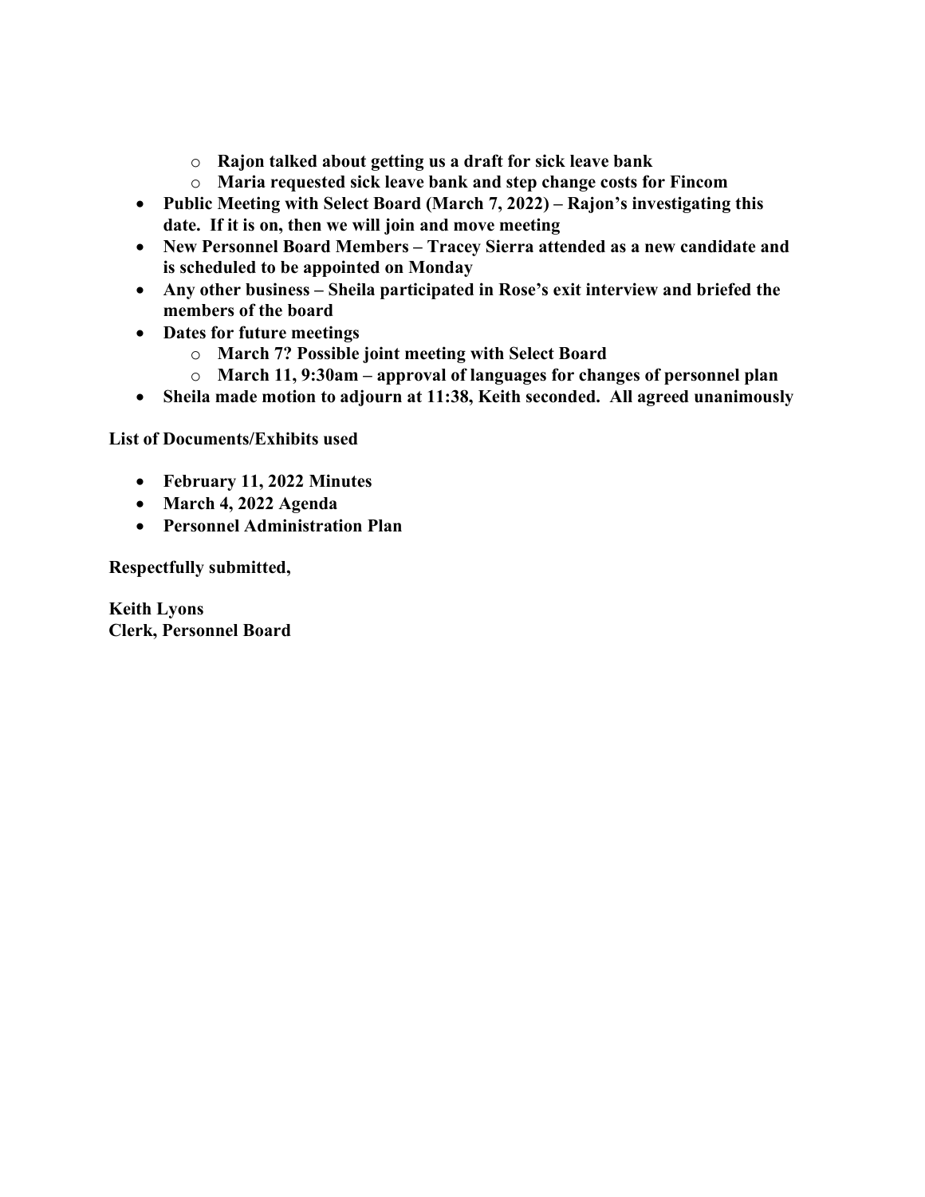- **Rajon talked about getting us a draft for sick leave bank**
  - **Maria requested sick leave bank and step change costs for Fincom**
- **Public Meeting with Select Board (March 7, 2022) – Rajon's investigating this date. If it is on, then we will join and move meeting**
- **New Personnel Board Members – Tracey Sierra attended as a new candidate and is scheduled to be appointed on Monday**
- **Any other business – Sheila participated in Rose's exit interview and briefed the members of the board**
- **Dates for future meetings**
  - **March 7? Possible joint meeting with Select Board**
  - **March 11, 9:30am – approval of languages for changes of personnel plan**
- **Sheila made motion to adjourn at 11:38, Keith seconded. All agreed unanimously**

**List of Documents/Exhibits used**

- **February 11, 2022 Minutes**
- **March 4, 2022 Agenda**
- **Personnel Administration Plan**

**Respectfully submitted,**

**Keith Lyons**
**Clerk, Personnel Board**